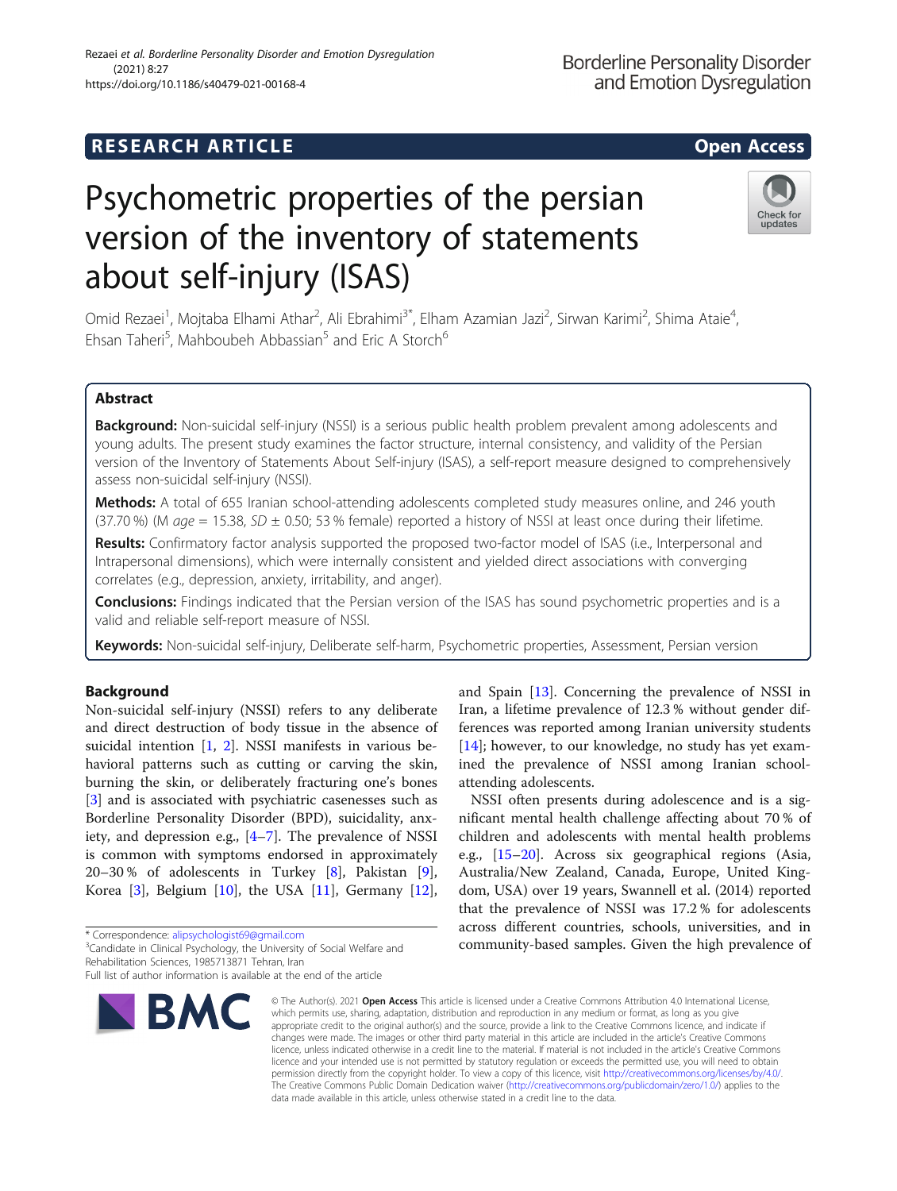RESEARCH ARTICLE

Open Access

# Psychometric properties of the persian version of the inventory of statements about self-injury (ISAS)

Omid Rezaei[1], Mojtaba Elhami Athar[2], Ali Ebrahimi[3*], Elham Azamian Jazi[2], Sirwan Karimi[2], Shima Ataie[4], Ehsan Taheri[5], Mahboubeh Abbassian[5] and Eric A Storch[6]

## Abstract

**Background:** Non-suicidal self-injury (NSSI) is a serious public health problem prevalent among adolescents and young adults. The present study examines the factor structure, internal consistency, and validity of the Persian version of the Inventory of Statements About Self-injury (ISAS), a self-report measure designed to comprehensively assess non-suicidal self-injury (NSSI).

**Methods:** A total of 655 Iranian school-attending adolescents completed study measures online, and 246 youth (37.70 %) (M *age* = 15.38, *SD* ± 0.50; 53 % female) reported a history of NSSI at least once during their lifetime.

**Results:** Confirmatory factor analysis supported the proposed two-factor model of ISAS (i.e., Interpersonal and Intrapersonal dimensions), which were internally consistent and yielded direct associations with converging correlates (e.g., depression, anxiety, irritability, and anger).

**Conclusions:** Findings indicated that the Persian version of the ISAS has sound psychometric properties and is a valid and reliable self-report measure of NSSI.

**Keywords:** Non-suicidal self-injury, Deliberate self-harm, Psychometric properties, Assessment, Persian version

## Background

Non-suicidal self-injury (NSSI) refers to any deliberate and direct destruction of body tissue in the absence of suicidal intention [1, 2]. NSSI manifests in various behavioral patterns such as cutting or carving the skin, burning the skin, or deliberately fracturing one's bones [3] and is associated with psychiatric casenesses such as Borderline Personality Disorder (BPD), suicidality, anxiety, and depression e.g., [4–7]. The prevalence of NSSI is common with symptoms endorsed in approximately 20–30 % of adolescents in Turkey [8], Pakistan [9], Korea [3], Belgium [10], the USA [11], Germany [12], and Spain [13]. Concerning the prevalence of NSSI in Iran, a lifetime prevalence of 12.3 % without gender differences was reported among Iranian university students [14]; however, to our knowledge, no study has yet examined the prevalence of NSSI among Iranian school-attending adolescents.

NSSI often presents during adolescence and is a significant mental health challenge affecting about 70 % of children and adolescents with mental health problems e.g., [15–20]. Across six geographical regions (Asia, Australia/New Zealand, Canada, Europe, United Kingdom, USA) over 19 years, Swannell et al. (2014) reported that the prevalence of NSSI was 17.2 % for adolescents across different countries, schools, universities, and in community-based samples. Given the high prevalence of

\* Correspondence: alipsychologist69@gmail.com
[3]Candidate in Clinical Psychology, the University of Social Welfare and Rehabilitation Sciences, 1985713871 Tehran, Iran
Full list of author information is available at the end of the article

© The Author(s). 2021 **Open Access** This article is licensed under a Creative Commons Attribution 4.0 International License, which permits use, sharing, adaptation, distribution and reproduction in any medium or format, as long as you give appropriate credit to the original author(s) and the source, provide a link to the Creative Commons licence, and indicate if changes were made. The images or other third party material in this article are included in the article's Creative Commons licence, unless indicated otherwise in a credit line to the material. If material is not included in the article's Creative Commons licence and your intended use is not permitted by statutory regulation or exceeds the permitted use, you will need to obtain permission directly from the copyright holder. To view a copy of this licence, visit http://creativecommons.org/licenses/by/4.0/. The Creative Commons Public Domain Dedication waiver (http://creativecommons.org/publicdomain/zero/1.0/) applies to the data made available in this article, unless otherwise stated in a credit line to the data.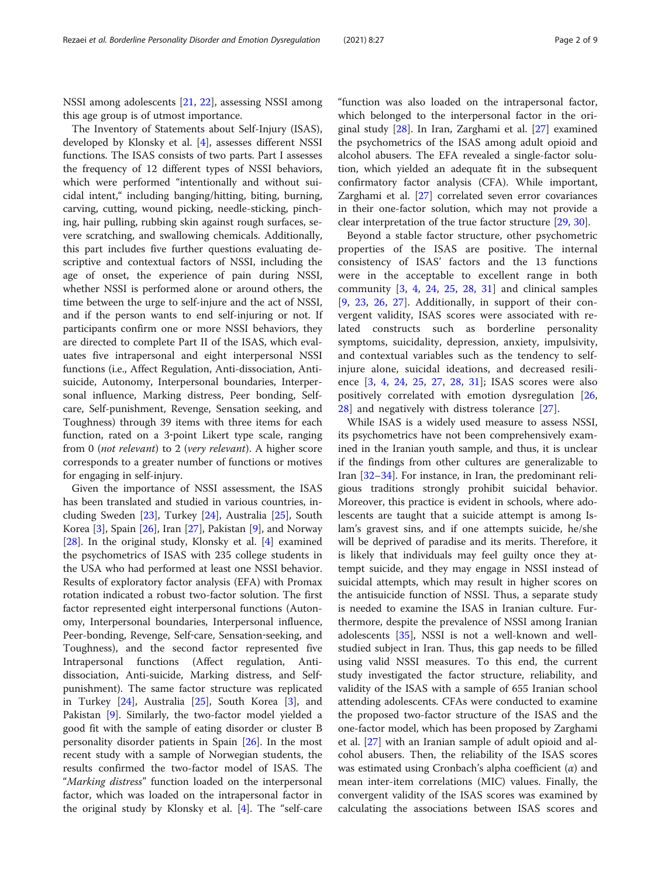NSSI among adolescents [21, 22], assessing NSSI among this age group is of utmost importance.

The Inventory of Statements about Self-Injury (ISAS), developed by Klonsky et al. [4], assesses different NSSI functions. The ISAS consists of two parts. Part I assesses the frequency of 12 different types of NSSI behaviors, which were performed "intentionally and without suicidal intent," including banging/hitting, biting, burning, carving, cutting, wound picking, needle-sticking, pinching, hair pulling, rubbing skin against rough surfaces, severe scratching, and swallowing chemicals. Additionally, this part includes five further questions evaluating descriptive and contextual factors of NSSI, including the age of onset, the experience of pain during NSSI, whether NSSI is performed alone or around others, the time between the urge to self-injure and the act of NSSI, and if the person wants to end self-injuring or not. If participants confirm one or more NSSI behaviors, they are directed to complete Part II of the ISAS, which evaluates five intrapersonal and eight interpersonal NSSI functions (i.e., Affect Regulation, Anti-dissociation, Anti-suicide, Autonomy, Interpersonal boundaries, Interpersonal influence, Marking distress, Peer bonding, Self-care, Self-punishment, Revenge, Sensation seeking, and Toughness) through 39 items with three items for each function, rated on a 3-point Likert type scale, ranging from 0 (*not relevant*) to 2 (*very relevant*). A higher score corresponds to a greater number of functions or motives for engaging in self-injury.

Given the importance of NSSI assessment, the ISAS has been translated and studied in various countries, including Sweden [23], Turkey [24], Australia [25], South Korea [3], Spain [26], Iran [27], Pakistan [9], and Norway [28]. In the original study, Klonsky et al. [4] examined the psychometrics of ISAS with 235 college students in the USA who had performed at least one NSSI behavior. Results of exploratory factor analysis (EFA) with Promax rotation indicated a robust two-factor solution. The first factor represented eight interpersonal functions (Autonomy, Interpersonal boundaries, Interpersonal influence, Peer-bonding, Revenge, Self-care, Sensation-seeking, and Toughness), and the second factor represented five Intrapersonal functions (Affect regulation, Anti-dissociation, Anti-suicide, Marking distress, and Self-punishment). The same factor structure was replicated in Turkey [24], Australia [25], South Korea [3], and Pakistan [9]. Similarly, the two-factor model yielded a good fit with the sample of eating disorder or cluster B personality disorder patients in Spain [26]. In the most recent study with a sample of Norwegian students, the results confirmed the two-factor model of ISAS. The "*Marking distress*" function loaded on the interpersonal factor, which was loaded on the intrapersonal factor in the original study by Klonsky et al. [4]. The "self-care function was also loaded on the intrapersonal factor, which belonged to the interpersonal factor in the original study [28]. In Iran, Zarghami et al. [27] examined the psychometrics of the ISAS among adult opioid and alcohol abusers. The EFA revealed a single-factor solution, which yielded an adequate fit in the subsequent confirmatory factor analysis (CFA). While important, Zarghami et al. [27] correlated seven error covariances in their one-factor solution, which may not provide a clear interpretation of the true factor structure [29, 30].

Beyond a stable factor structure, other psychometric properties of the ISAS are positive. The internal consistency of ISAS' factors and the 13 functions were in the acceptable to excellent range in both community [3, 4, 24, 25, 28, 31] and clinical samples [9, 23, 26, 27]. Additionally, in support of their convergent validity, ISAS scores were associated with related constructs such as borderline personality symptoms, suicidality, depression, anxiety, impulsivity, and contextual variables such as the tendency to self-injure alone, suicidal ideations, and decreased resilience [3, 4, 24, 25, 27, 28, 31]; ISAS scores were also positively correlated with emotion dysregulation [26, 28] and negatively with distress tolerance [27].

While ISAS is a widely used measure to assess NSSI, its psychometrics have not been comprehensively examined in the Iranian youth sample, and thus, it is unclear if the findings from other cultures are generalizable to Iran [32–34]. For instance, in Iran, the predominant religious traditions strongly prohibit suicidal behavior. Moreover, this practice is evident in schools, where adolescents are taught that a suicide attempt is among Islam's gravest sins, and if one attempts suicide, he/she will be deprived of paradise and its merits. Therefore, it is likely that individuals may feel guilty once they attempt suicide, and they may engage in NSSI instead of suicidal attempts, which may result in higher scores on the antisuicide function of NSSI. Thus, a separate study is needed to examine the ISAS in Iranian culture. Furthermore, despite the prevalence of NSSI among Iranian adolescents [35], NSSI is not a well-known and well-studied subject in Iran. Thus, this gap needs to be filled using valid NSSI measures. To this end, the current study investigated the factor structure, reliability, and validity of the ISAS with a sample of 655 Iranian school attending adolescents. CFAs were conducted to examine the proposed two-factor structure of the ISAS and the one-factor model, which has been proposed by Zarghami et al. [27] with an Iranian sample of adult opioid and alcohol abusers. Then, the reliability of the ISAS scores was estimated using Cronbach's alpha coefficient ($\alpha$) and mean inter-item correlations (MIC) values. Finally, the convergent validity of the ISAS scores was examined by calculating the associations between ISAS scores and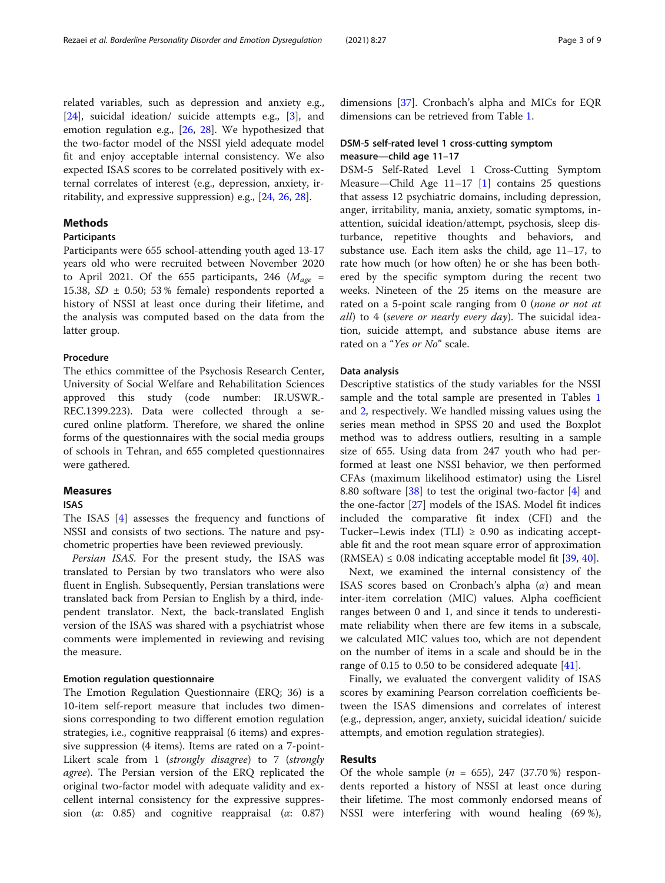related variables, such as depression and anxiety e.g., [24], suicidal ideation/ suicide attempts e.g., [3], and emotion regulation e.g., [26, 28]. We hypothesized that the two-factor model of the NSSI yield adequate model fit and enjoy acceptable internal consistency. We also expected ISAS scores to be correlated positively with external correlates of interest (e.g., depression, anxiety, irritability, and expressive suppression) e.g., [24, 26, 28].

## Methods

### Participants

Participants were 655 school-attending youth aged 13-17 years old who were recruited between November 2020 to April 2021. Of the 655 participants, 246 ($M_{age}$ = 15.38, $SD \pm 0.50$; 53 % female) respondents reported a history of NSSI at least once during their lifetime, and the analysis was computed based on the data from the latter group.

### Procedure

The ethics committee of the Psychosis Research Center, University of Social Welfare and Rehabilitation Sciences approved this study (code number: IR.USWR.-REC.1399.223). Data were collected through a secured online platform. Therefore, we shared the online forms of the questionnaires with the social media groups of schools in Tehran, and 655 completed questionnaires were gathered.

## Measures

### ISAS

The ISAS [4] assesses the frequency and functions of NSSI and consists of two sections. The nature and psychometric properties have been reviewed previously.

*Persian ISAS*. For the present study, the ISAS was translated to Persian by two translators who were also fluent in English. Subsequently, Persian translations were translated back from Persian to English by a third, independent translator. Next, the back-translated English version of the ISAS was shared with a psychiatrist whose comments were implemented in reviewing and revising the measure.

### Emotion regulation questionnaire

The Emotion Regulation Questionnaire (ERQ; 36) is a 10-item self-report measure that includes two dimensions corresponding to two different emotion regulation strategies, i.e., cognitive reappraisal (6 items) and expressive suppression (4 items). Items are rated on a 7-point-Likert scale from 1 (*strongly disagree*) to 7 (*strongly agree*). The Persian version of the ERQ replicated the original two-factor model with adequate validity and excellent internal consistency for the expressive suppression ($\alpha$: 0.85) and cognitive reappraisal ($\alpha$: 0.87) dimensions [37]. Cronbach's alpha and MICs for EQR dimensions can be retrieved from Table 1.

### DSM-5 self-rated level 1 cross-cutting symptom measure—child age 11–17

DSM-5 Self-Rated Level 1 Cross-Cutting Symptom Measure—Child Age 11–17 [1] contains 25 questions that assess 12 psychiatric domains, including depression, anger, irritability, mania, anxiety, somatic symptoms, inattention, suicidal ideation/attempt, psychosis, sleep disturbance, repetitive thoughts and behaviors, and substance use. Each item asks the child, age 11–17, to rate how much (or how often) he or she has been bothered by the specific symptom during the recent two weeks. Nineteen of the 25 items on the measure are rated on a 5-point scale ranging from 0 (*none or not at all*) to 4 (*severe or nearly every day*). The suicidal ideation, suicide attempt, and substance abuse items are rated on a "*Yes or No*" scale.

### Data analysis

Descriptive statistics of the study variables for the NSSI sample and the total sample are presented in Tables 1 and 2, respectively. We handled missing values using the series mean method in SPSS 20 and used the Boxplot method was to address outliers, resulting in a sample size of 655. Using data from 247 youth who had performed at least one NSSI behavior, we then performed CFAs (maximum likelihood estimator) using the Lisrel 8.80 software [38] to test the original two-factor [4] and the one-factor [27] models of the ISAS. Model fit indices included the comparative fit index (CFI) and the Tucker–Lewis index (TLI) ≥ 0.90 as indicating acceptable fit and the root mean square error of approximation (RMSEA) ≤ 0.08 indicating acceptable model fit [39, 40].

Next, we examined the internal consistency of the ISAS scores based on Cronbach's alpha ($\alpha$) and mean inter-item correlation (MIC) values. Alpha coefficient ranges between 0 and 1, and since it tends to underestimate reliability when there are few items in a subscale, we calculated MIC values too, which are not dependent on the number of items in a scale and should be in the range of 0.15 to 0.50 to be considered adequate [41].

Finally, we evaluated the convergent validity of ISAS scores by examining Pearson correlation coefficients between the ISAS dimensions and correlates of interest (e.g., depression, anger, anxiety, suicidal ideation/ suicide attempts, and emotion regulation strategies).

## Results

Of the whole sample ($n$ = 655), 247 (37.70 %) respondents reported a history of NSSI at least once during their lifetime. The most commonly endorsed means of NSSI were interfering with wound healing (69 %),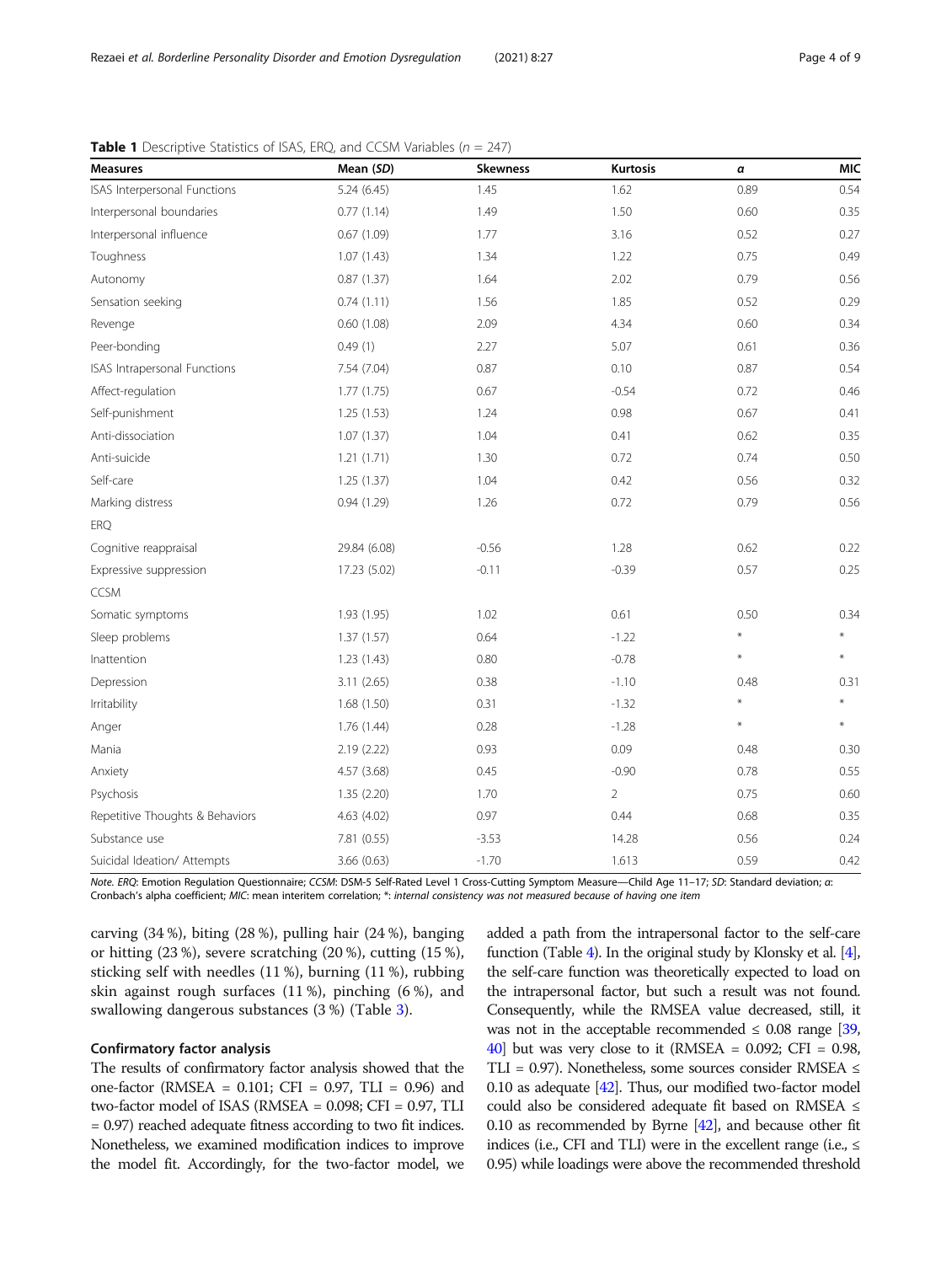**Table 1** Descriptive Statistics of ISAS, ERQ, and CCSM Variables ($n$ = 247)

| Measures | Mean (SD) | Skewness | Kurtosis | α | MIC |
|---|---|---|---|---|---|
| ISAS Interpersonal Functions | 5.24 (6.45) | 1.45 | 1.62 | 0.89 | 0.54 |
| Interpersonal boundaries | 0.77 (1.14) | 1.49 | 1.50 | 0.60 | 0.35 |
| Interpersonal influence | 0.67 (1.09) | 1.77 | 3.16 | 0.52 | 0.27 |
| Toughness | 1.07 (1.43) | 1.34 | 1.22 | 0.75 | 0.49 |
| Autonomy | 0.87 (1.37) | 1.64 | 2.02 | 0.79 | 0.56 |
| Sensation seeking | 0.74 (1.11) | 1.56 | 1.85 | 0.52 | 0.29 |
| Revenge | 0.60 (1.08) | 2.09 | 4.34 | 0.60 | 0.34 |
| Peer-bonding | 0.49 (1) | 2.27 | 5.07 | 0.61 | 0.36 |
| ISAS Intrapersonal Functions | 7.54 (7.04) | 0.87 | 0.10 | 0.87 | 0.54 |
| Affect-regulation | 1.77 (1.75) | 0.67 | -0.54 | 0.72 | 0.46 |
| Self-punishment | 1.25 (1.53) | 1.24 | 0.98 | 0.67 | 0.41 |
| Anti-dissociation | 1.07 (1.37) | 1.04 | 0.41 | 0.62 | 0.35 |
| Anti-suicide | 1.21 (1.71) | 1.30 | 0.72 | 0.74 | 0.50 |
| Self-care | 1.25 (1.37) | 1.04 | 0.42 | 0.56 | 0.32 |
| Marking distress | 0.94 (1.29) | 1.26 | 0.72 | 0.79 | 0.56 |
| ERQ | | | | | |
| Cognitive reappraisal | 29.84 (6.08) | -0.56 | 1.28 | 0.62 | 0.22 |
| Expressive suppression | 17.23 (5.02) | -0.11 | -0.39 | 0.57 | 0.25 |
| CCSM | | | | | |
| Somatic symptoms | 1.93 (1.95) | 1.02 | 0.61 | 0.50 | 0.34 |
| Sleep problems | 1.37 (1.57) | 0.64 | -1.22 | * | * |
| Inattention | 1.23 (1.43) | 0.80 | -0.78 | * | * |
| Depression | 3.11 (2.65) | 0.38 | -1.10 | 0.48 | 0.31 |
| Irritability | 1.68 (1.50) | 0.31 | -1.32 | * | * |
| Anger | 1.76 (1.44) | 0.28 | -1.28 | * | * |
| Mania | 2.19 (2.22) | 0.93 | 0.09 | 0.48 | 0.30 |
| Anxiety | 4.57 (3.68) | 0.45 | -0.90 | 0.78 | 0.55 |
| Psychosis | 1.35 (2.20) | 1.70 | 2 | 0.75 | 0.60 |
| Repetitive Thoughts & Behaviors | 4.63 (4.02) | 0.97 | 0.44 | 0.68 | 0.35 |
| Substance use | 7.81 (0.55) | -3.53 | 14.28 | 0.56 | 0.24 |
| Suicidal Ideation/ Attempts | 3.66 (0.63) | -1.70 | 1.613 | 0.59 | 0.42 |

*Note. ERQ*: Emotion Regulation Questionnaire; *CCSM*: DSM-5 Self-Rated Level 1 Cross-Cutting Symptom Measure—Child Age 11–17; *SD*: Standard deviation; *α*: Cronbach's alpha coefficient; *MIC*: mean interitem correlation; *: *internal consistency was not measured because of having one item*

carving (34 %), biting (28 %), pulling hair (24 %), banging or hitting (23 %), severe scratching (20 %), cutting (15 %), sticking self with needles (11 %), burning (11 %), rubbing skin against rough surfaces (11 %), pinching (6 %), and swallowing dangerous substances (3 %) (Table 3).

### Confirmatory factor analysis

The results of confirmatory factor analysis showed that the one-factor (RMSEA = 0.101; CFI = 0.97, TLI = 0.96) and two-factor model of ISAS (RMSEA = 0.098; CFI = 0.97, TLI = 0.97) reached adequate fitness according to two fit indices. Nonetheless, we examined modification indices to improve the model fit. Accordingly, for the two-factor model, we added a path from the intrapersonal factor to the self-care function (Table 4). In the original study by Klonsky et al. [4], the self-care function was theoretically expected to load on the intrapersonal factor, but such a result was not found. Consequently, while the RMSEA value decreased, still, it was not in the acceptable recommended ≤ 0.08 range [39, 40] but was very close to it (RMSEA = 0.092; CFI = 0.98, TLI = 0.97). Nonetheless, some sources consider RMSEA ≤ 0.10 as adequate [42]. Thus, our modified two-factor model could also be considered adequate fit based on RMSEA ≤ 0.10 as recommended by Byrne [42], and because other fit indices (i.e., CFI and TLI) were in the excellent range (i.e., ≤ 0.95) while loadings were above the recommended threshold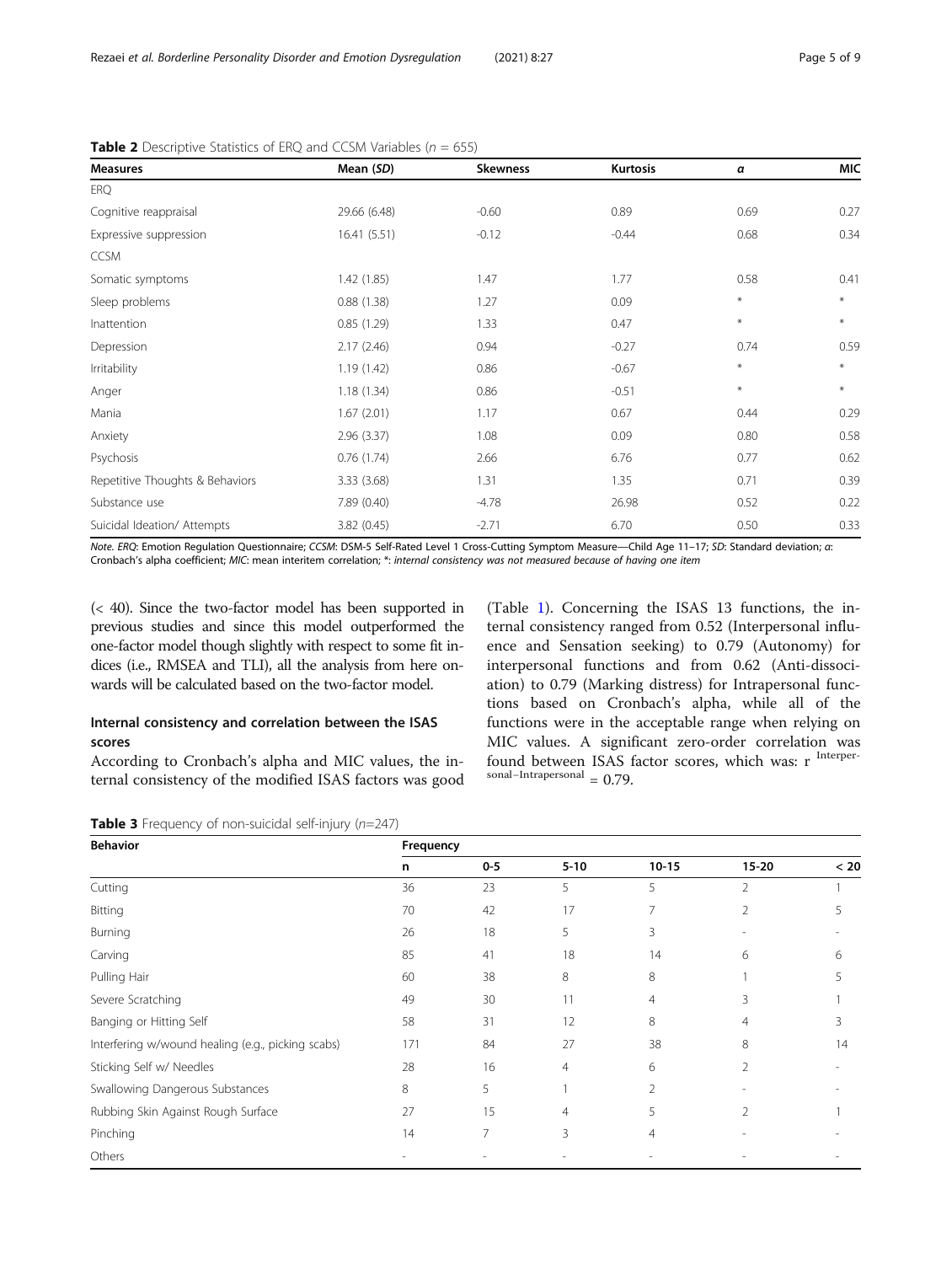**Table 2** Descriptive Statistics of ERQ and CCSM Variables ($n$ = 655)

| Measures | Mean (SD) | Skewness | Kurtosis | α | MIC |
|---|---|---|---|---|---|
| ERQ | | | | | |
| Cognitive reappraisal | 29.66 (6.48) | -0.60 | 0.89 | 0.69 | 0.27 |
| Expressive suppression | 16.41 (5.51) | -0.12 | -0.44 | 0.68 | 0.34 |
| CCSM | | | | | |
| Somatic symptoms | 1.42 (1.85) | 1.47 | 1.77 | 0.58 | 0.41 |
| Sleep problems | 0.88 (1.38) | 1.27 | 0.09 | * | * |
| Inattention | 0.85 (1.29) | 1.33 | 0.47 | * | * |
| Depression | 2.17 (2.46) | 0.94 | -0.27 | 0.74 | 0.59 |
| Irritability | 1.19 (1.42) | 0.86 | -0.67 | * | * |
| Anger | 1.18 (1.34) | 0.86 | -0.51 | * | * |
| Mania | 1.67 (2.01) | 1.17 | 0.67 | 0.44 | 0.29 |
| Anxiety | 2.96 (3.37) | 1.08 | 0.09 | 0.80 | 0.58 |
| Psychosis | 0.76 (1.74) | 2.66 | 6.76 | 0.77 | 0.62 |
| Repetitive Thoughts & Behaviors | 3.33 (3.68) | 1.31 | 1.35 | 0.71 | 0.39 |
| Substance use | 7.89 (0.40) | -4.78 | 26.98 | 0.52 | 0.22 |
| Suicidal Ideation/ Attempts | 3.82 (0.45) | -2.71 | 6.70 | 0.50 | 0.33 |

*Note. ERQ*: Emotion Regulation Questionnaire; *CCSM*: DSM-5 Self-Rated Level 1 Cross-Cutting Symptom Measure—Child Age 11–17; *SD*: Standard deviation; *α*: Cronbach's alpha coefficient; *MIC*: mean interitem correlation; *: *internal consistency was not measured because of having one item*

(< 40). Since the two-factor model has been supported in previous studies and since this model outperformed the one-factor model though slightly with respect to some fit indices (i.e., RMSEA and TLI), all the analysis from here onwards will be calculated based on the two-factor model.

### Internal consistency and correlation between the ISAS scores

According to Cronbach's alpha and MIC values, the internal consistency of the modified ISAS factors was good (Table 1). Concerning the ISAS 13 functions, the internal consistency ranged from 0.52 (Interpersonal influence and Sensation seeking) to 0.79 (Autonomy) for interpersonal functions and from 0.62 (Anti-dissociation) to 0.79 (Marking distress) for Intrapersonal functions based on Cronbach's alpha, while all of the functions were in the acceptable range when relying on MIC values. A significant zero-order correlation was found between ISAS factor scores, which was: $r_{\text{Interpersonal–Intrapersonal}} = 0.79$.

**Table 3** Frequency of non-suicidal self-injury ($n$=247)

| Behavior | Frequency | | | | | |
|---|---|---|---|---|---|---|
| | n | 0-5 | 5-10 | 10-15 | 15-20 | < 20 |
| Cutting | 36 | 23 | 5 | 5 | 2 | 1 |
| Bitting | 70 | 42 | 17 | 7 | 2 | 5 |
| Burning | 26 | 18 | 5 | 3 | - | - |
| Carving | 85 | 41 | 18 | 14 | 6 | 6 |
| Pulling Hair | 60 | 38 | 8 | 8 | 1 | 5 |
| Severe Scratching | 49 | 30 | 11 | 4 | 3 | 1 |
| Banging or Hitting Self | 58 | 31 | 12 | 8 | 4 | 3 |
| Interfering w/wound healing (e.g., picking scabs) | 171 | 84 | 27 | 38 | 8 | 14 |
| Sticking Self w/ Needles | 28 | 16 | 4 | 6 | 2 | - |
| Swallowing Dangerous Substances | 8 | 5 | 1 | 2 | - | - |
| Rubbing Skin Against Rough Surface | 27 | 15 | 4 | 5 | 2 | 1 |
| Pinching | 14 | 7 | 3 | 4 | - | - |
| Others | - | - | - | - | - | - |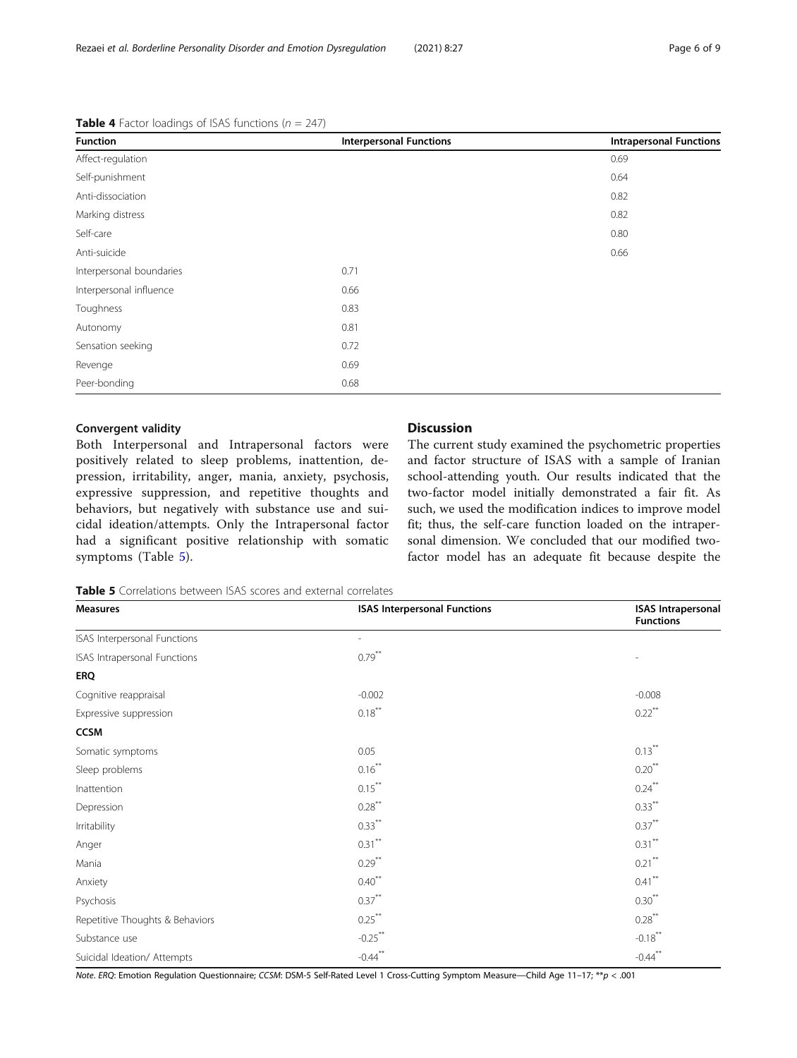**Table 4** Factor loadings of ISAS functions ($n$ = 247)

| Function | Interpersonal Functions | Intrapersonal Functions |
| --- | --- | --- |
| Affect-regulation | | 0.69 |
| Self-punishment | | 0.64 |
| Anti-dissociation | | 0.82 |
| Marking distress | | 0.82 |
| Self-care | | 0.80 |
| Anti-suicide | | 0.66 |
| Interpersonal boundaries | 0.71 | |
| Interpersonal influence | 0.66 | |
| Toughness | 0.83 | |
| Autonomy | 0.81 | |
| Sensation seeking | 0.72 | |
| Revenge | 0.69 | |
| Peer-bonding | 0.68 | |

### Convergent validity

Both Interpersonal and Intrapersonal factors were positively related to sleep problems, inattention, depression, irritability, anger, mania, anxiety, psychosis, expressive suppression, and repetitive thoughts and behaviors, but negatively with substance use and suicidal ideation/attempts. Only the Intrapersonal factor had a significant positive relationship with somatic symptoms (Table 5).

## Discussion

The current study examined the psychometric properties and factor structure of ISAS with a sample of Iranian school-attending youth. Our results indicated that the two-factor model initially demonstrated a fair fit. As such, we used the modification indices to improve model fit; thus, the self-care function loaded on the intrapersonal dimension. We concluded that our modified two-factor model has an adequate fit because despite the

**Table 5** Correlations between ISAS scores and external correlates

| Measures | ISAS Interpersonal Functions | ISAS Intrapersonal Functions |
| --- | --- | --- |
| ISAS Interpersonal Functions | - | |
| ISAS Intrapersonal Functions | 0.79** | - |
| **ERQ** | | |
| Cognitive reappraisal | -0.002 | -0.008 |
| Expressive suppression | 0.18** | 0.22** |
| **CCSM** | | |
| Somatic symptoms | 0.05 | 0.13** |
| Sleep problems | 0.16** | 0.20** |
| Inattention | 0.15** | 0.24** |
| Depression | 0.28** | 0.33** |
| Irritability | 0.33** | 0.37** |
| Anger | 0.31** | 0.31** |
| Mania | 0.29** | 0.21** |
| Anxiety | 0.40** | 0.41** |
| Psychosis | 0.37** | 0.30** |
| Repetitive Thoughts & Behaviors | 0.25** | 0.28** |
| Substance use | -0.25** | -0.18** |
| Suicidal Ideation/ Attempts | -0.44** | -0.44** |

*Note. ERQ*: Emotion Regulation Questionnaire; *CCSM*: DSM-5 Self-Rated Level 1 Cross-Cutting Symptom Measure—Child Age 11–17; **$p$ < .001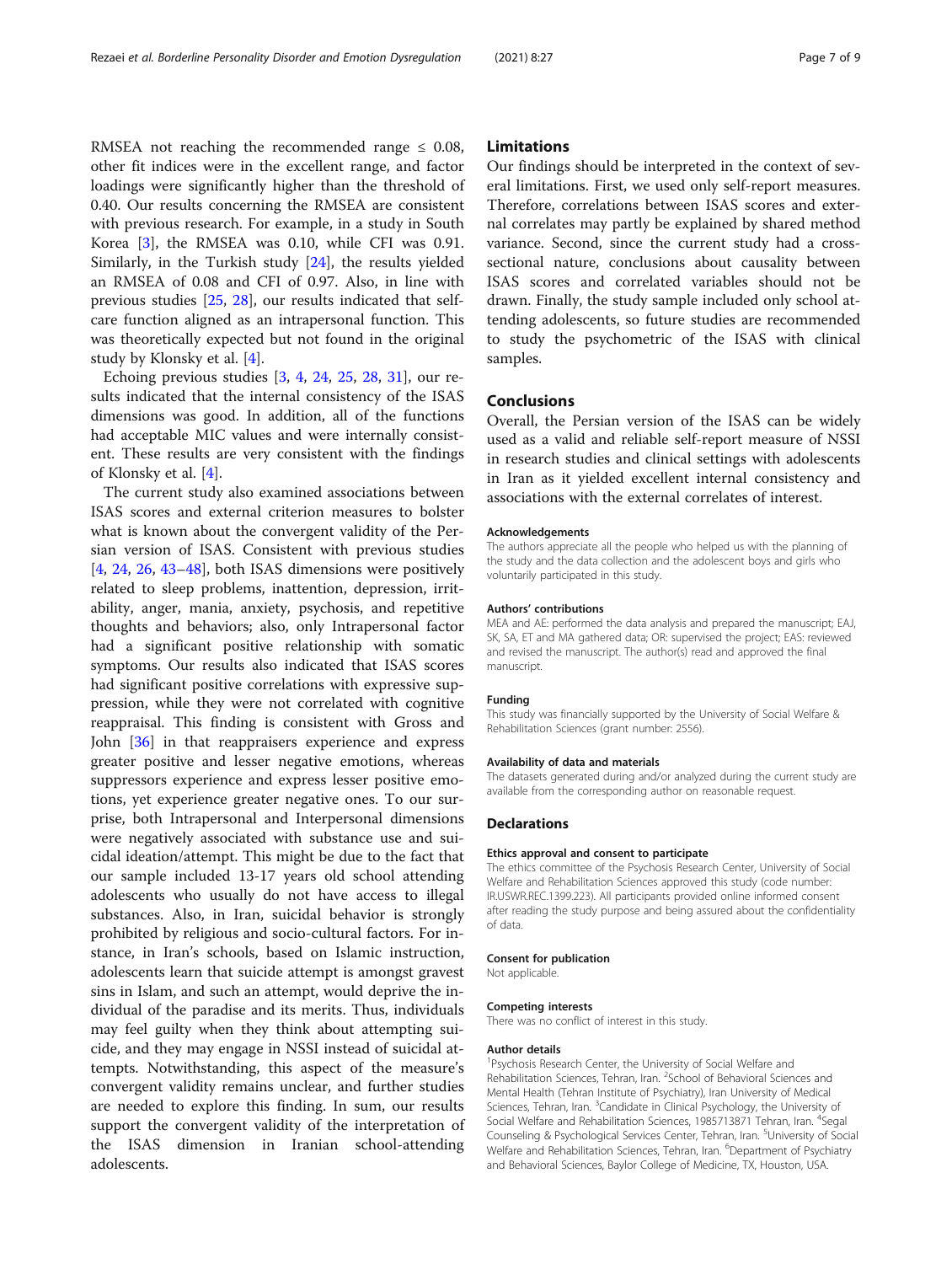RMSEA not reaching the recommended range ≤ 0.08, other fit indices were in the excellent range, and factor loadings were significantly higher than the threshold of 0.40. Our results concerning the RMSEA are consistent with previous research. For example, in a study in South Korea [3], the RMSEA was 0.10, while CFI was 0.91. Similarly, in the Turkish study [24], the results yielded an RMSEA of 0.08 and CFI of 0.97. Also, in line with previous studies [25, 28], our results indicated that self-care function aligned as an intrapersonal function. This was theoretically expected but not found in the original study by Klonsky et al. [4].

Echoing previous studies [3, 4, 24, 25, 28, 31], our results indicated that the internal consistency of the ISAS dimensions was good. In addition, all of the functions had acceptable MIC values and were internally consistent. These results are very consistent with the findings of Klonsky et al. [4].

The current study also examined associations between ISAS scores and external criterion measures to bolster what is known about the convergent validity of the Persian version of ISAS. Consistent with previous studies [4, 24, 26, 43–48], both ISAS dimensions were positively related to sleep problems, inattention, depression, irritability, anger, mania, anxiety, psychosis, and repetitive thoughts and behaviors; also, only Intrapersonal factor had a significant positive relationship with somatic symptoms. Our results also indicated that ISAS scores had significant positive correlations with expressive suppression, while they were not correlated with cognitive reappraisal. This finding is consistent with Gross and John [36] in that reappraisers experience and express greater positive and lesser negative emotions, whereas suppressors experience and express lesser positive emotions, yet experience greater negative ones. To our surprise, both Intrapersonal and Interpersonal dimensions were negatively associated with substance use and suicidal ideation/attempt. This might be due to the fact that our sample included 13-17 years old school attending adolescents who usually do not have access to illegal substances. Also, in Iran, suicidal behavior is strongly prohibited by religious and socio-cultural factors. For instance, in Iran's schools, based on Islamic instruction, adolescents learn that suicide attempt is amongst gravest sins in Islam, and such an attempt, would deprive the individual of the paradise and its merits. Thus, individuals may feel guilty when they think about attempting suicide, and they may engage in NSSI instead of suicidal attempts. Notwithstanding, this aspect of the measure's convergent validity remains unclear, and further studies are needed to explore this finding. In sum, our results support the convergent validity of the interpretation of the ISAS dimension in Iranian school-attending adolescents.

## Limitations

Our findings should be interpreted in the context of several limitations. First, we used only self-report measures. Therefore, correlations between ISAS scores and external correlates may partly be explained by shared method variance. Second, since the current study had a cross-sectional nature, conclusions about causality between ISAS scores and correlated variables should not be drawn. Finally, the study sample included only school attending adolescents, so future studies are recommended to study the psychometric of the ISAS with clinical samples.

## Conclusions

Overall, the Persian version of the ISAS can be widely used as a valid and reliable self-report measure of NSSI in research studies and clinical settings with adolescents in Iran as it yielded excellent internal consistency and associations with the external correlates of interest.

#### Acknowledgements

The authors appreciate all the people who helped us with the planning of the study and the data collection and the adolescent boys and girls who voluntarily participated in this study.

#### Authors' contributions

MEA and AE: performed the data analysis and prepared the manuscript; EAJ, SK, SA, ET and MA gathered data; OR: supervised the project; EAS: reviewed and revised the manuscript. The author(s) read and approved the final manuscript.

#### Funding

This study was financially supported by the University of Social Welfare & Rehabilitation Sciences (grant number: 2556).

#### Availability of data and materials

The datasets generated during and/or analyzed during the current study are available from the corresponding author on reasonable request.

## Declarations

#### Ethics approval and consent to participate

The ethics committee of the Psychosis Research Center, University of Social Welfare and Rehabilitation Sciences approved this study (code number: IR.USWR.REC.1399.223). All participants provided online informed consent after reading the study purpose and being assured about the confidentiality of data.

#### Consent for publication

Not applicable.

#### Competing interests

There was no conflict of interest in this study.

#### Author details

[1]Psychosis Research Center, the University of Social Welfare and Rehabilitation Sciences, Tehran, Iran. [2]School of Behavioral Sciences and Mental Health (Tehran Institute of Psychiatry), Iran University of Medical Sciences, Tehran, Iran. [3]Candidate in Clinical Psychology, the University of Social Welfare and Rehabilitation Sciences, 1985713871 Tehran, Iran. [4]Segal Counseling & Psychological Services Center, Tehran, Iran. [5]University of Social Welfare and Rehabilitation Sciences, Tehran, Iran. [6]Department of Psychiatry and Behavioral Sciences, Baylor College of Medicine, TX, Houston, USA.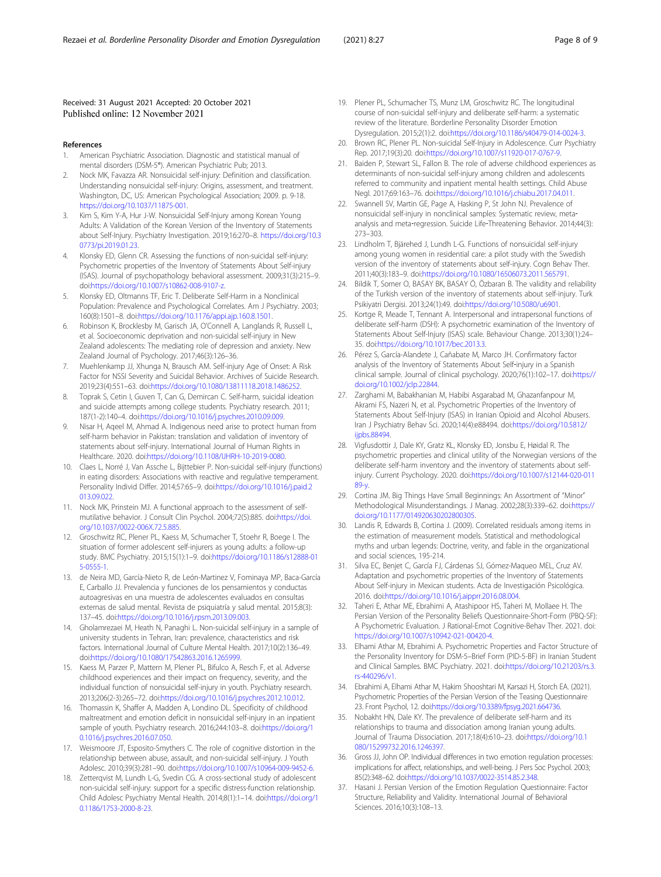Received: 31 August 2021 Accepted: 20 October 2021
Published online: 12 November 2021

## References

1. American Psychiatric Association. Diagnostic and statistical manual of mental disorders (DSM-5®). American Psychiatric Pub; 2013.
2. Nock MK, Favazza AR. Nonsuicidal self-injury: Definition and classification. Understanding nonsuicidal self-injury: Origins, assessment, and treatment. Washington, DC, US: American Psychological Association; 2009. p. 9-18. https://doi.org/10.1037/11875-001.
3. Kim S, Kim Y-A, Hur J-W. Nonsuicidal Self-Injury among Korean Young Adults: A Validation of the Korean Version of the Inventory of Statements about Self-Injury. Psychiatry Investigation. 2019;16:270–8. https://doi.org/10.30773/pi.2019.01.23.
4. Klonsky ED, Glenn CR. Assessing the functions of non-suicidal self-injury: Psychometric properties of the Inventory of Statements About Self-injury (ISAS). Journal of psychopathology behavioral assessment. 2009;31(3):215–9. doi:https://doi.org/10.1007/s10862-008-9107-z.
5. Klonsky ED, Oltmanns TF, Eric T. Deliberate Self-Harm in a Nonclinical Population: Prevalence and Psychological Correlates. Am J Psychiatry. 2003; 160(8):1501–8. doi:https://doi.org/10.1176/appi.ajp.160.8.1501.
6. Robinson K, Brocklesby M, Garisch JA, O'Connell A, Langlands R, Russell L, et al. Socioeconomic deprivation and non-suicidal self-injury in New Zealand adolescents: The mediating role of depression and anxiety. New Zealand Journal of Psychology. 2017;46(3):126–36.
7. Muehlenkamp JJ, Xhunga N, Brausch AM. Self-injury Age of Onset: A Risk Factor for NSSI Severity and Suicidal Behavior. Archives of Suicide Research. 2019;23(4):551–63. doi:https://doi.org/10.1080/13811118.2018.1486252.
8. Toprak S, Cetin I, Guven T, Can G, Demircan C. Self-harm, suicidal ideation and suicide attempts among college students. Psychiatry research. 2011; 187(1-2):140–4. doi:https://doi.org/10.1016/j.psychres.2010.09.009.
9. Nisar H, Aqeel M, Ahmad A. Indigenous need arise to protect human from self-harm behavior in Pakistan: translation and validation of inventory of statements about self-injury. International Journal of Human Rights in Healthcare. 2020. doi:https://doi.org/10.1108/IJHRH-10-2019-0080.
10. Claes L, Norré J, Van Assche L, Bijttebier P. Non-suicidal self-injury (functions) in eating disorders: Associations with reactive and regulative temperament. Personality Individ Differ. 2014;57:65–9. doi:https://doi.org/10.1016/j.paid.2013.09.022.
11. Nock MK, Prinstein MJ. A functional approach to the assessment of self-mutilative behavior. J Consult Clin Psychol. 2004;72(5):885. doi:https://doi.org/10.1037/0022-006X.72.5.885.
12. Groschwitz RC, Plener PL, Kaess M, Schumacher T, Stoehr R, Boege I. The situation of former adolescent self-injurers as young adults: a follow-up study. BMC Psychiatry. 2015;15(1):1–9. doi:https://doi.org/10.1186/s12888-015-0555-1.
13. de Neira MD, García-Nieto R, de León-Martinez V, Fominaya MP, Baca-García E, Carballo JJ. Prevalencia y funciones de los pensamientos y conductas autoagresivas en una muestra de adolescentes evaluados en consultas externas de salud mental. Revista de psiquiatría y salud mental. 2015;8(3): 137–45. doi:https://doi.org/10.1016/j.rpsm.2013.09.003.
14. Gholamrezaei M, Heath N, Panaghi L. Non-suicidal self-injury in a sample of university students in Tehran, Iran: prevalence, characteristics and risk factors. International Journal of Culture Mental Health. 2017;10(2):136–49. doi:https://doi.org/10.1080/17542863.2016.1265999.
15. Kaess M, Parzer P, Mattern M, Plener PL, Bifulco A, Resch F, et al. Adverse childhood experiences and their impact on frequency, severity, and the individual function of nonsuicidal self-injury in youth. Psychiatry research. 2013;206(2-3):265–72. doi:https://doi.org/10.1016/j.psychres.2012.10.012.
16. Thomassin K, Shaffer A, Madden A, Londino DL. Specificity of childhood maltreatment and emotion deficit in nonsuicidal self-injury in an inpatient sample of youth. Psychiatry research. 2016;244:103–8. doi:https://doi.org/10.1016/j.psychres.2016.07.050.
17. Weismoore JT, Esposito-Smythers C. The role of cognitive distortion in the relationship between abuse, assault, and non-suicidal self-injury. J Youth Adolesc. 2010;39(3):281–90. doi:https://doi.org/10.1007/s10964-009-9452-6.
18. Zetterqvist M, Lundh L-G, Svedin CG. A cross-sectional study of adolescent non-suicidal self-injury: support for a specific distress-function relationship. Child Adolesc Psychiatry Mental Health. 2014;8(1):1–14. doi:https://doi.org/10.1186/1753-2000-8-23.
19. Plener PL, Schumacher TS, Munz LM, Groschwitz RC. The longitudinal course of non-suicidal self-injury and deliberate self-harm: a systematic review of the literature. Borderline Personality Disorder Emotion Dysregulation. 2015;2(1):2. doi:https://doi.org/10.1186/s40479-014-0024-3.
20. Brown RC, Plener PL. Non-suicidal Self-Injury in Adolescence. Curr Psychiatry Rep. 2017;19(3):20. doi:https://doi.org/10.1007/s11920-017-0767-9.
21. Baiden P, Stewart SL, Fallon B. The role of adverse childhood experiences as determinants of non-suicidal self-injury among children and adolescents referred to community and inpatient mental health settings. Child Abuse Negl. 2017;69:163–76. doi:https://doi.org/10.1016/j.chiabu.2017.04.011.
22. Swannell SV, Martin GE, Page A, Hasking P, St John NJ. Prevalence of nonsuicidal self-injury in nonclinical samples: Systematic review, meta-analysis and meta-regression. Suicide Life-Threatening Behavior. 2014;44(3): 273–303.
23. Lindholm T, Bjärehed J, Lundh L-G. Functions of nonsuicidal self-injury among young women in residential care: a pilot study with the Swedish version of the inventory of statements about self-injury. Cogn Behav Ther. 2011;40(3):183–9. doi:https://doi.org/10.1080/16506073.2011.565791.
24. Bildik T, Somer O, BASAY BK, BASAY Ö, Özbaran B. The validity and reliability of the Turkish version of the inventory of statements about self-injury. Turk Psikiyatri Dergisi. 2013;24(1):49. doi:https://doi.org/10.5080/u6901.
25. Kortge R, Meade T, Tennant A. Interpersonal and intrapersonal functions of deliberate self-harm (DSH): A psychometric examination of the Inventory of Statements About Self-Injury (ISAS) scale. Behaviour Change. 2013;30(1):24–35. doi:https://doi.org/10.1017/bec.2013.3.
26. Pérez S, García-Alandete J, Cañabate M, Marco JH. Confirmatory factor analysis of the Inventory of Statements About Self-injury in a Spanish clinical sample. Journal of clinical psychology. 2020;76(1):102–17. doi:https://doi.org/10.1002/jclp.22844.
27. Zarghami M, Babakhanian M, Habibi Asgarabad M, Ghazanfanpour M, Akrami FS, Nazeri N, et al. Psychometric Properties of the Inventory of Statements About Self-Injury (ISAS) in Iranian Opioid and Alcohol Abusers. Iran J Psychiatry Behav Sci. 2020;14(4):e88494. doi:https://doi.org/10.5812/ijpbs.88494.
28. Vigfusdottir J, Dale KY, Gratz KL, Klonsky ED, Jonsbu E, Høidal R. The psychometric properties and clinical utility of the Norwegian versions of the deliberate self-harm inventory and the inventory of statements about self-injury. Current Psychology. 2020. doi:https://doi.org/10.1007/s12144-020-01189-y.
29. Cortina JM. Big Things Have Small Beginnings: An Assortment of "Minor" Methodological Misunderstandings. J Manag. 2002;28(3):339–62. doi:https://doi.org/10.1177/014920630202800305.
30. Landis R, Edwards B, Cortina J. (2009). Correlated residuals among items in the estimation of measurement models. Statistical and methodological myths and urban legends: Doctrine, verity, and fable in the organizational and social sciences, 195-214.
31. Silva EC, Benjet C, García FJ, Cárdenas SJ, Gómez-Maqueo MEL, Cruz AV. Adaptation and psychometric properties of the Inventory of Statements About Self-injury in Mexican students. Acta de Investigación Psicológica. 2016. doi:https://doi.org/10.1016/j.aipprr.2016.08.004.
32. Taheri E, Athar ME, Ebrahimi A, Atashipoor HS, Taheri M, Mollaee H. The Persian Version of the Personality Beliefs Questionnaire-Short-Form (PBQ-SF): A Psychometric Evaluation. J Rational-Emot Cognitive-Behav Ther. 2021. doi: https://doi.org/10.1007/s10942-021-00420-4.
33. Elhami Athar M, Ebrahimi A. Psychometric Properties and Factor Structure of the Personality Inventory for DSM-5–Brief Form (PID-5-BF) in Iranian Student and Clinical Samples. BMC Psychiatry. 2021. doi:https://doi.org/10.21203/rs.3.rs-440296/v1.
34. Ebrahimi A, Elhami Athar M, Hakim Shooshtari M, Karsazi H, Storch EA. (2021). Psychometric Properties of the Persian Version of the Teasing Questionnaire 23. Front Psychol, 12. doi:https://doi.org/10.3389/fpsyg.2021.664736.
35. Nobakht HN, Dale KY. The prevalence of deliberate self-harm and its relationships to trauma and dissociation among Iranian young adults. Journal of Trauma Dissociation. 2017;18(4):610–23. doi:https://doi.org/10.1080/15299732.2016.1246397.
36. Gross JJ, John OP. Individual differences in two emotion regulation processes: implications for affect, relationships, and well-being. J Pers Soc Psychol. 2003; 85(2):348–62. doi:https://doi.org/10.1037/0022-3514.85.2.348.
37. Hasani J. Persian Version of the Emotion Regulation Questionnaire: Factor Structure, Reliability and Validity. International Journal of Behavioral Sciences. 2016;10(3):108–13.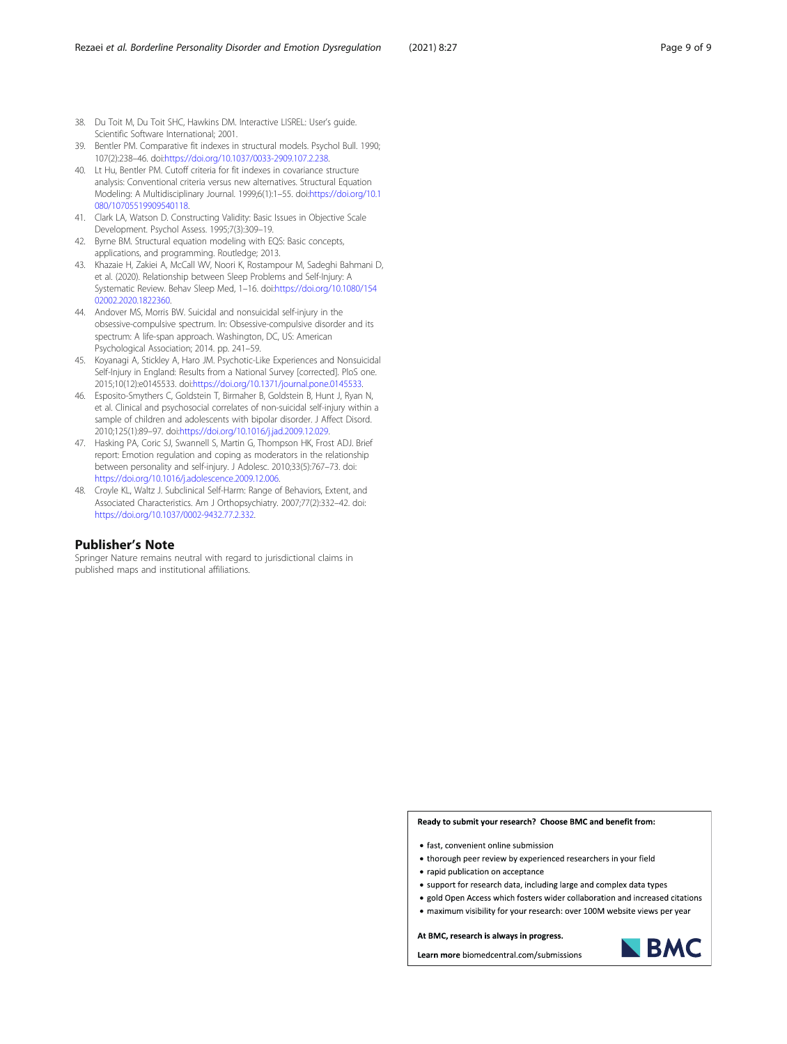38. Du Toit M, Du Toit SHC, Hawkins DM. Interactive LISREL: User's guide. Scientific Software International; 2001.
39. Bentler PM. Comparative fit indexes in structural models. Psychol Bull. 1990; 107(2):238–46. doi:https://doi.org/10.1037/0033-2909.107.2.238.
40. Lt Hu, Bentler PM. Cutoff criteria for fit indexes in covariance structure analysis: Conventional criteria versus new alternatives. Structural Equation Modeling: A Multidisciplinary Journal. 1999;6(1):1–55. doi:https://doi.org/10.1080/10705519909540118.
41. Clark LA, Watson D. Constructing Validity: Basic Issues in Objective Scale Development. Psychol Assess. 1995;7(3):309–19.
42. Byrne BM. Structural equation modeling with EQS: Basic concepts, applications, and programming. Routledge; 2013.
43. Khazaie H, Zakiei A, McCall WV, Noori K, Rostampour M, Sadeghi Bahmani D, et al. (2020). Relationship between Sleep Problems and Self-Injury: A Systematic Review. Behav Sleep Med, 1–16. doi:https://doi.org/10.1080/15402002.2020.1822360.
44. Andover MS, Morris BW. Suicidal and nonsuicidal self-injury in the obsessive-compulsive spectrum. In: Obsessive-compulsive disorder and its spectrum: A life-span approach. Washington, DC, US: American Psychological Association; 2014. pp. 241–59.
45. Koyanagi A, Stickley A, Haro JM. Psychotic-Like Experiences and Nonsuicidal Self-Injury in England: Results from a National Survey [corrected]. PloS one. 2015;10(12):e0145533. doi:https://doi.org/10.1371/journal.pone.0145533.
46. Esposito-Smythers C, Goldstein T, Birmaher B, Goldstein B, Hunt J, Ryan N, et al. Clinical and psychosocial correlates of non-suicidal self-injury within a sample of children and adolescents with bipolar disorder. J Affect Disord. 2010;125(1):89–97. doi:https://doi.org/10.1016/j.jad.2009.12.029.
47. Hasking PA, Coric SJ, Swannell S, Martin G, Thompson HK, Frost ADJ. Brief report: Emotion regulation and coping as moderators in the relationship between personality and self-injury. J Adolesc. 2010;33(5):767–73. doi: https://doi.org/10.1016/j.adolescence.2009.12.006.
48. Croyle KL, Waltz J. Subclinical Self-Harm: Range of Behaviors, Extent, and Associated Characteristics. Am J Orthopsychiatry. 2007;77(2):332–42. doi: https://doi.org/10.1037/0002-9432.77.2.332.

## Publisher's Note

Springer Nature remains neutral with regard to jurisdictional claims in published maps and institutional affiliations.